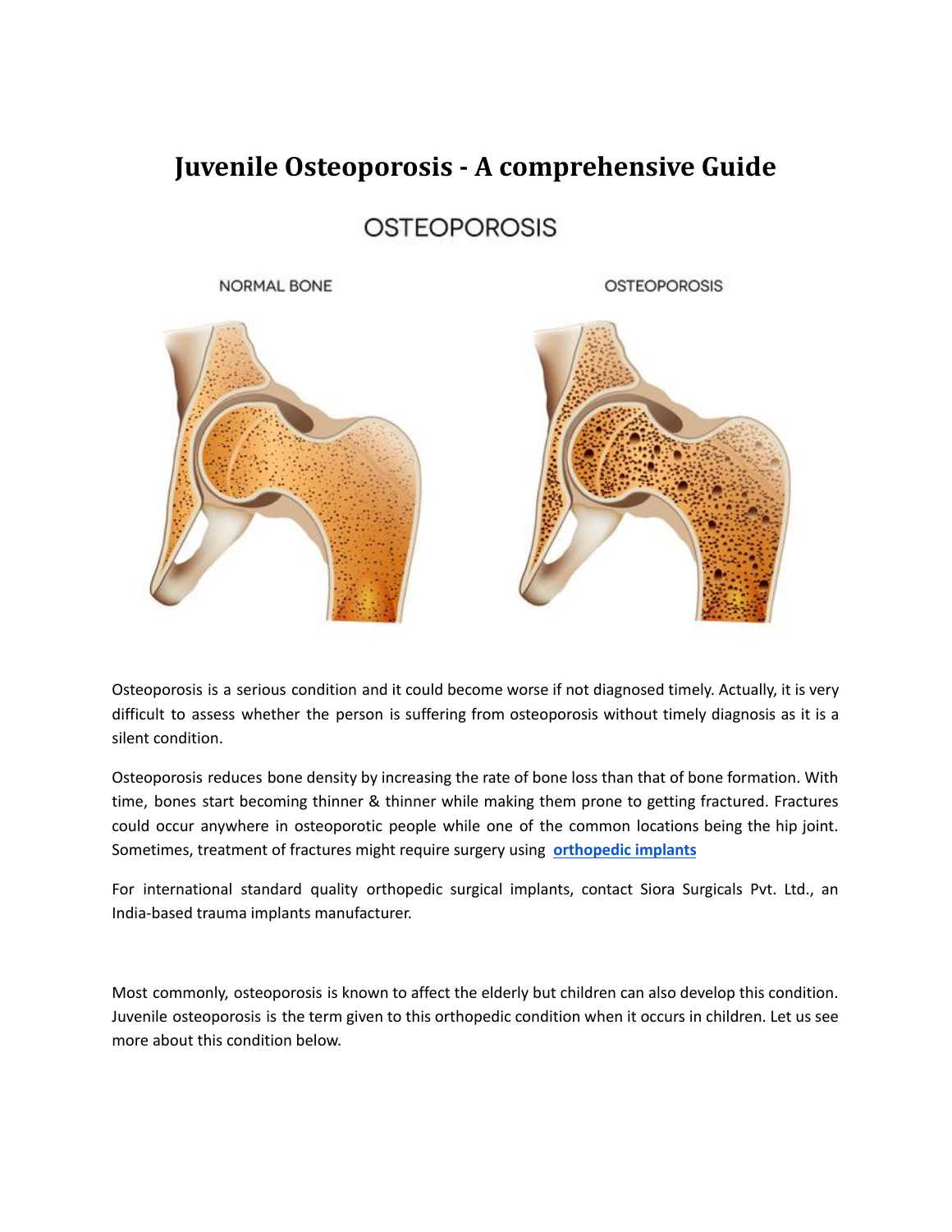# Juvenile Osteoporosis - A comprehensive Guide

Osteoporosis is a serious condition and it could become worse if not diagnosed timely. Actually, it is very difficult to assess whether the person is suffering from osteoporosis without timely diagnosis as it is a silent condition.

Osteoporosis reduces bone density by increasing the rate of bone loss than that of bone formation. With time, bones start becoming thinner & thinner while making them prone to getting fractured. Fractures could occur anywhere in osteoporotic people while one of the common locations being the hip joint. Sometimes, treatment of fractures might require surgery using **orthopedic implants**

For international standard quality orthopedic surgical implants, contact Siora Surgicals Pvt. Ltd., an India-based trauma implants manufacturer.

Most commonly, osteoporosis is known to affect the elderly but children can also develop this condition. Juvenile osteoporosis is the term given to this orthopedic condition when it occurs in children. Let us see more about this condition below.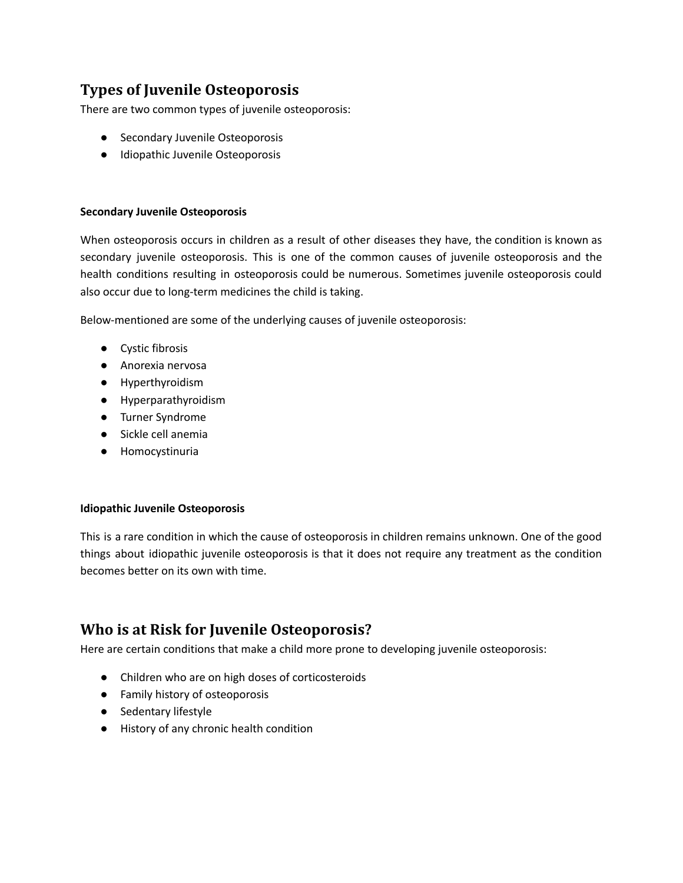## Types of Juvenile Osteoporosis

There are two common types of juvenile osteoporosis:

- Secondary Juvenile Osteoporosis
- Idiopathic Juvenile Osteoporosis

**Secondary Juvenile Osteoporosis**

When osteoporosis occurs in children as a result of other diseases they have, the condition is known as secondary juvenile osteoporosis. This is one of the common causes of juvenile osteoporosis and the health conditions resulting in osteoporosis could be numerous. Sometimes juvenile osteoporosis could also occur due to long-term medicines the child is taking.

Below-mentioned are some of the underlying causes of juvenile osteoporosis:

- Cystic fibrosis
- Anorexia nervosa
- Hyperthyroidism
- Hyperparathyroidism
- Turner Syndrome
- Sickle cell anemia
- Homocystinuria

**Idiopathic Juvenile Osteoporosis**

This is a rare condition in which the cause of osteoporosis in children remains unknown. One of the good things about idiopathic juvenile osteoporosis is that it does not require any treatment as the condition becomes better on its own with time.

## Who is at Risk for Juvenile Osteoporosis?

Here are certain conditions that make a child more prone to developing juvenile osteoporosis:

- Children who are on high doses of corticosteroids
- Family history of osteoporosis
- Sedentary lifestyle
- History of any chronic health condition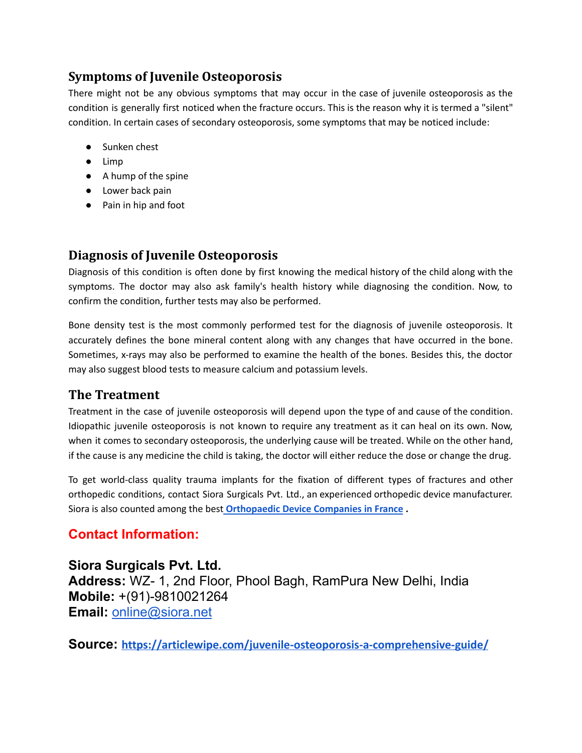## Symptoms of Juvenile Osteoporosis

There might not be any obvious symptoms that may occur in the case of juvenile osteoporosis as the condition is generally first noticed when the fracture occurs. This is the reason why it is termed a "silent" condition. In certain cases of secondary osteoporosis, some symptoms that may be noticed include:

- Sunken chest
- Limp
- A hump of the spine
- Lower back pain
- Pain in hip and foot

## Diagnosis of Juvenile Osteoporosis

Diagnosis of this condition is often done by first knowing the medical history of the child along with the symptoms. The doctor may also ask family's health history while diagnosing the condition. Now, to confirm the condition, further tests may also be performed.

Bone density test is the most commonly performed test for the diagnosis of juvenile osteoporosis. It accurately defines the bone mineral content along with any changes that have occurred in the bone. Sometimes, x-rays may also be performed to examine the health of the bones. Besides this, the doctor may also suggest blood tests to measure calcium and potassium levels.

## The Treatment

Treatment in the case of juvenile osteoporosis will depend upon the type of and cause of the condition. Idiopathic juvenile osteoporosis is not known to require any treatment as it can heal on its own. Now, when it comes to secondary osteoporosis, the underlying cause will be treated. While on the other hand, if the cause is any medicine the child is taking, the doctor will either reduce the dose or change the drug.

To get world-class quality trauma implants for the fixation of different types of fractures and other orthopedic conditions, contact Siora Surgicals Pvt. Ltd., an experienced orthopedic device manufacturer. Siora is also counted among the best **Orthopaedic Device Companies in France** **.**

## Contact Information:

**Siora Surgicals Pvt. Ltd.**
**Address:** WZ- 1, 2nd Floor, Phool Bagh, RamPura New Delhi, India
**Mobile:** +(91)-9810021264
**Email:** online@siora.net

**Source:** **https://articlewipe.com/juvenile-osteoporosis-a-comprehensive-guide/**